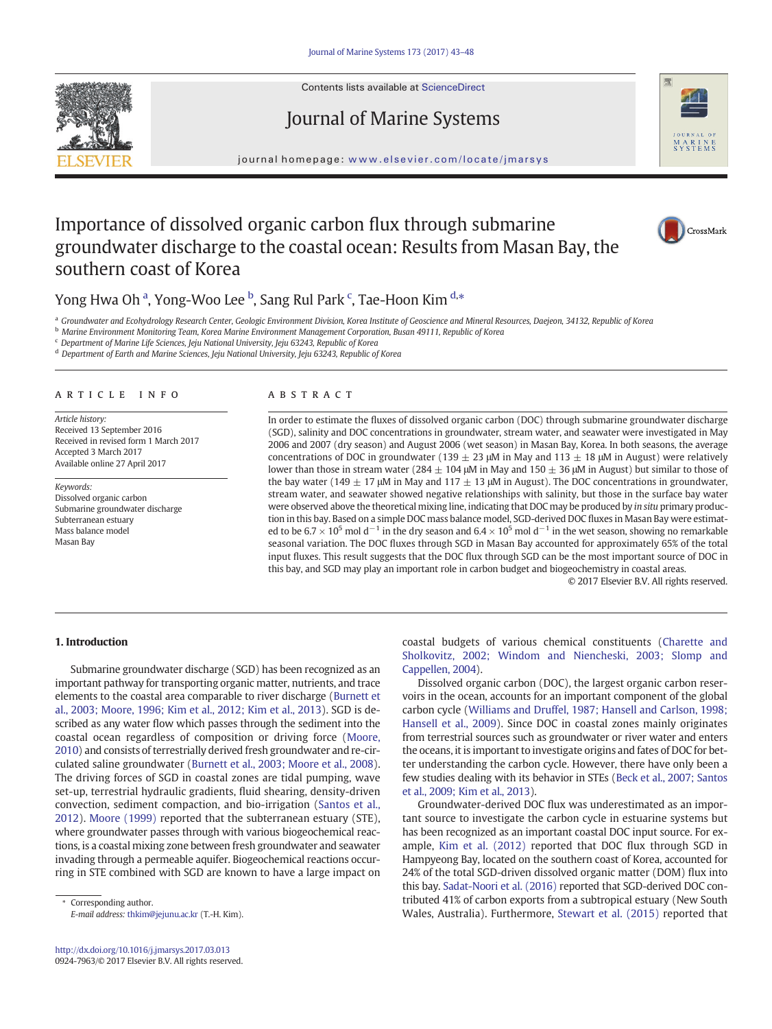# Importance of dissolved organic carbon flux through submarine groundwater discharge to the coastal ocean: Results from Masan Bay, the southern coast of Korea

Yong Hwa Oh [a], Yong-Woo Lee [b], Sang Rul Park [c], Tae-Hoon Kim [d,*]

[a] Groundwater and Ecohydrology Research Center, Geologic Environment Division, Korea Institute of Geoscience and Mineral Resources, Daejeon, 34132, Republic of Korea
[b] Marine Environment Monitoring Team, Korea Marine Environment Management Corporation, Busan 49111, Republic of Korea
[c] Department of Marine Life Sciences, Jeju National University, Jeju 63243, Republic of Korea
[d] Department of Earth and Marine Sciences, Jeju National University, Jeju 63243, Republic of Korea

## ARTICLE INFO

*Article history:*
Received 13 September 2016
Received in revised form 1 March 2017
Accepted 3 March 2017
Available online 27 April 2017

*Keywords:*
Dissolved organic carbon
Submarine groundwater discharge
Subterranean estuary
Mass balance model
Masan Bay

## ABSTRACT

In order to estimate the fluxes of dissolved organic carbon (DOC) through submarine groundwater discharge (SGD), salinity and DOC concentrations in groundwater, stream water, and seawater were investigated in May 2006 and 2007 (dry season) and August 2006 (wet season) in Masan Bay, Korea. In both seasons, the average concentrations of DOC in groundwater (139 ± 23 μM in May and 113 ± 18 μM in August) were relatively lower than those in stream water (284 ± 104 μM in May and 150 ± 36 μM in August) but similar to those of the bay water (149 ± 17 μM in May and 117 ± 13 μM in August). The DOC concentrations in groundwater, stream water, and seawater showed negative relationships with salinity, but those in the surface bay water were observed above the theoretical mixing line, indicating that DOC may be produced by *in situ* primary production in this bay. Based on a simple DOC mass balance model, SGD-derived DOC fluxes in Masan Bay were estimated to be $6.7 \times 10^5$ mol $d^{-1}$ in the dry season and $6.4 \times 10^5$ mol $d^{-1}$ in the wet season, showing no remarkable seasonal variation. The DOC fluxes through SGD in Masan Bay accounted for approximately 65% of the total input fluxes. This result suggests that the DOC flux through SGD can be the most important source of DOC in this bay, and SGD may play an important role in carbon budget and biogeochemistry in coastal areas.

© 2017 Elsevier B.V. All rights reserved.

## 1. Introduction

Submarine groundwater discharge (SGD) has been recognized as an important pathway for transporting organic matter, nutrients, and trace elements to the coastal area comparable to river discharge (Burnett et al., 2003; Moore, 1996; Kim et al., 2012; Kim et al., 2013). SGD is described as any water flow which passes through the sediment into the coastal ocean regardless of composition or driving force (Moore, 2010) and consists of terrestrially derived fresh groundwater and re-circulated saline groundwater (Burnett et al., 2003; Moore et al., 2008). The driving forces of SGD in coastal zones are tidal pumping, wave set-up, terrestrial hydraulic gradients, fluid shearing, density-driven convection, sediment compaction, and bio-irrigation (Santos et al., 2012). Moore (1999) reported that the subterranean estuary (STE), where groundwater passes through with various biogeochemical reactions, is a coastal mixing zone between fresh groundwater and seawater invading through a permeable aquifer. Biogeochemical reactions occurring in STE combined with SGD are known to have a large impact on coastal budgets of various chemical constituents (Charette and Sholkovitz, 2002; Windom and Niencheski, 2003; Slomp and Cappellen, 2004).

Dissolved organic carbon (DOC), the largest organic carbon reservoirs in the ocean, accounts for an important component of the global carbon cycle (Williams and Druffel, 1987; Hansell and Carlson, 1998; Hansell et al., 2009). Since DOC in coastal zones mainly originates from terrestrial sources such as groundwater or river water and enters the oceans, it is important to investigate origins and fates of DOC for better understanding the carbon cycle. However, there have only been a few studies dealing with its behavior in STEs (Beck et al., 2007; Santos et al., 2009; Kim et al., 2013).

Groundwater-derived DOC flux was underestimated as an important source to investigate the carbon cycle in estuarine systems but has been recognized as an important coastal DOC input source. For example, Kim et al. (2012) reported that DOC flux through SGD in Hampyeong Bay, located on the southern coast of Korea, accounted for 24% of the total SGD-driven dissolved organic matter (DOM) flux into this bay. Sadat-Noori et al. (2016) reported that SGD-derived DOC contributed 41% of carbon exports from a subtropical estuary (New South Wales, Australia). Furthermore, Stewart et al. (2015) reported that

* Corresponding author.
*E-mail address:* thkim@jejunu.ac.kr (T.-H. Kim).

http://dx.doi.org/10.1016/j.jmarsys.2017.03.013
0924-7963/© 2017 Elsevier B.V. All rights reserved.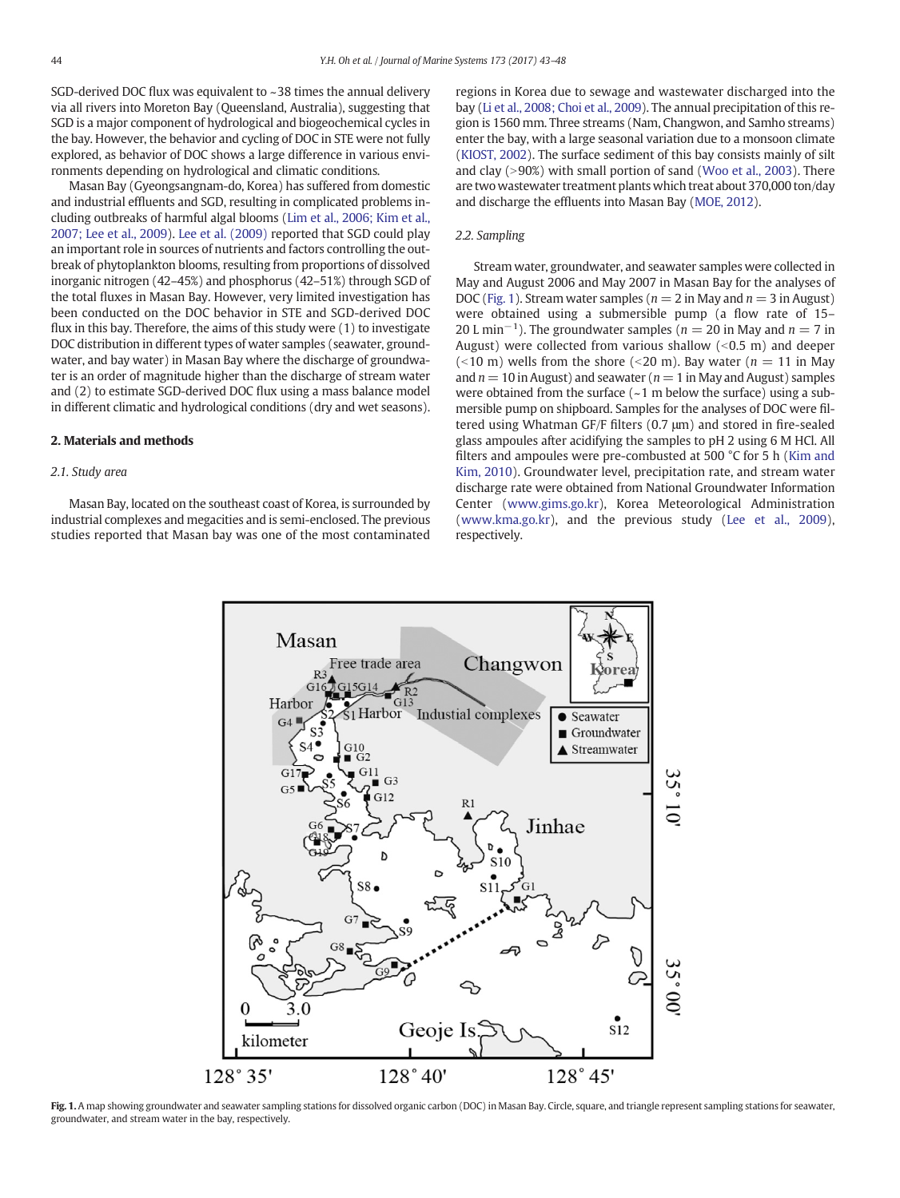SGD-derived DOC flux was equivalent to ~38 times the annual delivery via all rivers into Moreton Bay (Queensland, Australia), suggesting that SGD is a major component of hydrological and biogeochemical cycles in the bay. However, the behavior and cycling of DOC in STE were not fully explored, as behavior of DOC shows a large difference in various environments depending on hydrological and climatic conditions.

Masan Bay (Gyeongsangnam-do, Korea) has suffered from domestic and industrial effluents and SGD, resulting in complicated problems including outbreaks of harmful algal blooms (Lim et al., 2006; Kim et al., 2007; Lee et al., 2009). Lee et al. (2009) reported that SGD could play an important role in sources of nutrients and factors controlling the outbreak of phytoplankton blooms, resulting from proportions of dissolved inorganic nitrogen (42–45%) and phosphorus (42–51%) through SGD of the total fluxes in Masan Bay. However, very limited investigation has been conducted on the DOC behavior in STE and SGD-derived DOC flux in this bay. Therefore, the aims of this study were (1) to investigate DOC distribution in different types of water samples (seawater, groundwater, and bay water) in Masan Bay where the discharge of groundwater is an order of magnitude higher than the discharge of stream water and (2) to estimate SGD-derived DOC flux using a mass balance model in different climatic and hydrological conditions (dry and wet seasons).

## 2. Materials and methods

### 2.1. Study area

Masan Bay, located on the southeast coast of Korea, is surrounded by industrial complexes and megacities and is semi-enclosed. The previous studies reported that Masan bay was one of the most contaminated regions in Korea due to sewage and wastewater discharged into the bay (Li et al., 2008; Choi et al., 2009). The annual precipitation of this region is 1560 mm. Three streams (Nam, Changwon, and Samho streams) enter the bay, with a large seasonal variation due to a monsoon climate (KIOST, 2002). The surface sediment of this bay consists mainly of silt and clay (>90%) with small portion of sand (Woo et al., 2003). There are two wastewater treatment plants which treat about 370,000 ton/day and discharge the effluents into Masan Bay (MOE, 2012).

### 2.2. Sampling

Stream water, groundwater, and seawater samples were collected in May and August 2006 and May 2007 in Masan Bay for the analyses of DOC (Fig. 1). Stream water samples ($n = 2$ in May and $n = 3$ in August) were obtained using a submersible pump (a flow rate of 15–20 L min$^{-1}$). The groundwater samples ($n = 20$ in May and $n = 7$ in August) were collected from various shallow (<0.5 m) and deeper (<10 m) wells from the shore (<20 m). Bay water ($n = 11$ in May and $n = 10$ in August) and seawater ($n = 1$ in May and August) samples were obtained from the surface (~1 m below the surface) using a submersible pump on shipboard. Samples for the analyses of DOC were filtered using Whatman GF/F filters (0.7 μm) and stored in fire-sealed glass ampoules after acidifying the samples to pH 2 using 6 M HCl. All filters and ampoules were pre-combusted at 500 °C for 5 h (Kim and Kim, 2010). Groundwater level, precipitation rate, and stream water discharge rate were obtained from National Groundwater Information Center (www.gims.go.kr), Korea Meteorological Administration (www.kma.go.kr), and the previous study (Lee et al., 2009), respectively.

**Fig. 1.** A map showing groundwater and seawater sampling stations for dissolved organic carbon (DOC) in Masan Bay. Circle, square, and triangle represent sampling stations for seawater, groundwater, and stream water in the bay, respectively.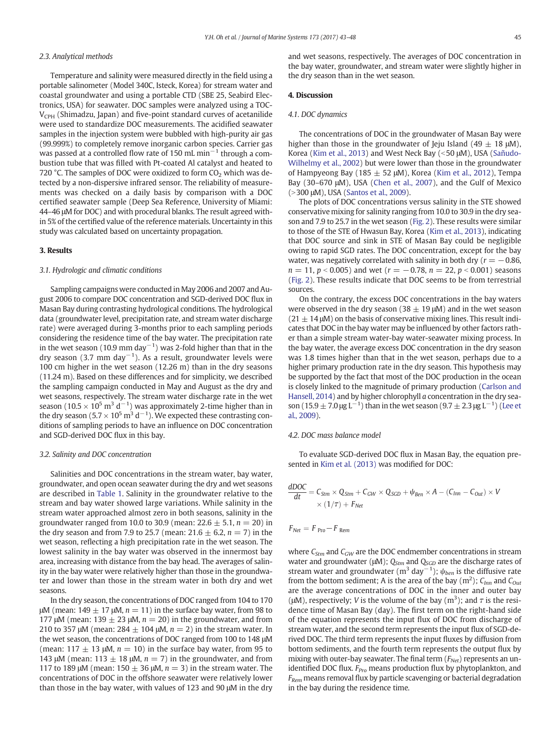### 2.3. Analytical methods

Temperature and salinity were measured directly in the field using a portable salinometer (Model 340C, Isteck, Korea) for stream water and coastal groundwater and using a portable CTD (SBE 25, Seabird Electronics, USA) for seawater. DOC samples were analyzed using a TOC-$V_{CPH}$ (Shimadzu, Japan) and five-point standard curves of acetanilide were used to standardize DOC measurements. The acidified seawater samples in the injection system were bubbled with high-purity air gas (99.999%) to completely remove inorganic carbon species. Carrier gas was passed at a controlled flow rate of 150 mL $min^{-1}$ through a combustion tube that was filled with Pt-coated Al catalyst and heated to 720 °C. The samples of DOC were oxidized to form $CO_2$ which was detected by a non-dispersive infrared sensor. The reliability of measurements was checked on a daily basis by comparison with a DOC certified seawater sample (Deep Sea Reference, University of Miami: 44–46 μM for DOC) and with procedural blanks. The result agreed within 5% of the certified value of the reference materials. Uncertainty in this study was calculated based on uncertainty propagation.

## 3. Results

### 3.1. Hydrologic and climatic conditions

Sampling campaigns were conducted in May 2006 and 2007 and August 2006 to compare DOC concentration and SGD-derived DOC flux in Masan Bay during contrasting hydrological conditions. The hydrological data (groundwater level, precipitation rate, and stream water discharge rate) were averaged during 3-months prior to each sampling periods considering the residence time of the bay water. The precipitation rate in the wet season (10.9 mm $day^{-1}$) was 2-fold higher than that in the dry season (3.7 mm $day^{-1}$). As a result, groundwater levels were 100 cm higher in the wet season (12.26 m) than in the dry seasons (11.24 m). Based on these differences and for simplicity, we described the sampling campaign conducted in May and August as the dry and wet seasons, respectively. The stream water discharge rate in the wet season ($10.5 \times 10^5$ $m^3$ $d^{-1}$) was approximately 2-time higher than in the dry season ($5.7 \times 10^5$ $m^3$ $d^{-1}$). We expected these contrasting conditions of sampling periods to have an influence on DOC concentration and SGD-derived DOC flux in this bay.

### 3.2. Salinity and DOC concentration

Salinities and DOC concentrations in the stream water, bay water, groundwater, and open ocean seawater during the dry and wet seasons are described in Table 1. Salinity in the groundwater relative to the stream and bay water showed large variations. While salinity in the stream water approached almost zero in both seasons, salinity in the groundwater ranged from 10.0 to 30.9 (mean: 22.6 ± 5.1, $n = 20$) in the dry season and from 7.9 to 25.7 (mean: 21.6 ± 6.2, $n = 7$) in the wet season, reflecting a high precipitation rate in the wet season. The lowest salinity in the bay water was observed in the innermost bay area, increasing with distance from the bay head. The averages of salinity in the bay water were relatively higher than those in the groundwater and lower than those in the stream water in both dry and wet seasons.

In the dry season, the concentrations of DOC ranged from 104 to 170 μM (mean: 149 ± 17 μM, $n = 11$) in the surface bay water, from 98 to 177 μM (mean: 139 ± 23 μM, $n = 20$) in the groundwater, and from 210 to 357 μM (mean: 284 ± 104 μM, $n = 2$) in the stream water. In the wet season, the concentrations of DOC ranged from 100 to 148 μM (mean: 117 ± 13 μM, $n = 10$) in the surface bay water, from 95 to 143 μM (mean: 113 ± 18 μM, $n = 7$) in the groundwater, and from 117 to 189 μM (mean: 150 ± 36 μM, $n = 3$) in the stream water. The concentrations of DOC in the offshore seawater were relatively lower than those in the bay water, with values of 123 and 90 μM in the dry and wet seasons, respectively. The averages of DOC concentration in the bay water, groundwater, and stream water were slightly higher in the dry season than in the wet season.

## 4. Discussion

### 4.1. DOC dynamics

The concentrations of DOC in the groundwater of Masan Bay were higher than those in the groundwater of Jeju Island (49 ± 18 μM), Korea (Kim et al., 2013) and West Neck Bay (<50 μM), USA (Sañudo-Wilhelmy et al., 2002) but were lower than those in the groundwater of Hampyeong Bay (185 ± 52 μM), Korea (Kim et al., 2012), Tempa Bay (30–670 μM), USA (Chen et al., 2007), and the Gulf of Mexico (>300 μM), USA (Santos et al., 2009).

The plots of DOC concentrations versus salinity in the STE showed conservative mixing for salinity ranging from 10.0 to 30.9 in the dry season and 7.9 to 25.7 in the wet season (Fig. 2). These results were similar to those of the STE of Hwasun Bay, Korea (Kim et al., 2013), indicating that DOC source and sink in STE of Masan Bay could be negligible owing to rapid SGD rates. The DOC concentration, except for the bay water, was negatively correlated with salinity in both dry ($r = -0.86$, $n = 11$, $p < 0.005$) and wet ($r = -0.78$, $n = 22$, $p < 0.001$) seasons (Fig. 2). These results indicate that DOC seems to be from terrestrial sources.

On the contrary, the excess DOC concentrations in the bay waters were observed in the dry season (38 ± 19 μM) and in the wet season (21 ± 14 μM) on the basis of conservative mixing lines. This result indicates that DOC in the bay water may be influenced by other factors rather than a simple stream water-bay water-seawater mixing process. In the bay water, the average excess DOC concentration in the dry season was 1.8 times higher than that in the wet season, perhaps due to a higher primary production rate in the dry season. This hypothesis may be supported by the fact that most of the DOC production in the ocean is closely linked to the magnitude of primary production (Carlson and Hansell, 2014) and by higher chlorophyll *a* concentration in the dry season (15.9 ± 7.0 μg $L^{-1}$) than in the wet season (9.7 ± 2.3 μg $L^{-1}$) (Lee et al., 2009).

### 4.2. DOC mass balance model

To evaluate SGD-derived DOC flux in Masan Bay, the equation presented in Kim et al. (2013) was modified for DOC:

$$\frac{dDOC}{dt} = C_{Stm} \times Q_{Stm} + C_{GW} \times Q_{SGD} + \psi_{Ben} \times A - (C_{Inn} - C_{Out}) \times V \times (1/\tau) + F_{Net}$$

$$F_{Net} = F_{\text{Pro}} - F_{\text{Rem}}$$

where $C_{Stm}$ and $C_{GW}$ are the DOC endmember concentrations in stream water and groundwater (μM); $Q_{Stm}$ and $Q_{SGD}$ are the discharge rates of stream water and groundwater ($m^3$ $day^{-1}$); $\psi_{ben}$ is the diffusive rate from the bottom sediment; A is the area of the bay ($m^2$); $C_{Inn}$ and $C_{Out}$ are the average concentrations of DOC in the inner and outer bay (μM), respectively; $V$ is the volume of the bay ($m^3$); and $\tau$ is the residence time of Masan Bay (day). The first term on the right-hand side of the equation represents the input flux of DOC from discharge of stream water, and the second term represents the input flux of SGD-derived DOC. The third term represents the input fluxes by diffusion from bottom sediments, and the fourth term represents the output flux by mixing with outer-bay seawater. The final term ($F_{Net}$) represents an unidentified DOC flux. $F_{Pro}$ means production flux by phytoplankton, and $F_{Rem}$ means removal flux by particle scavenging or bacterial degradation in the bay during the residence time.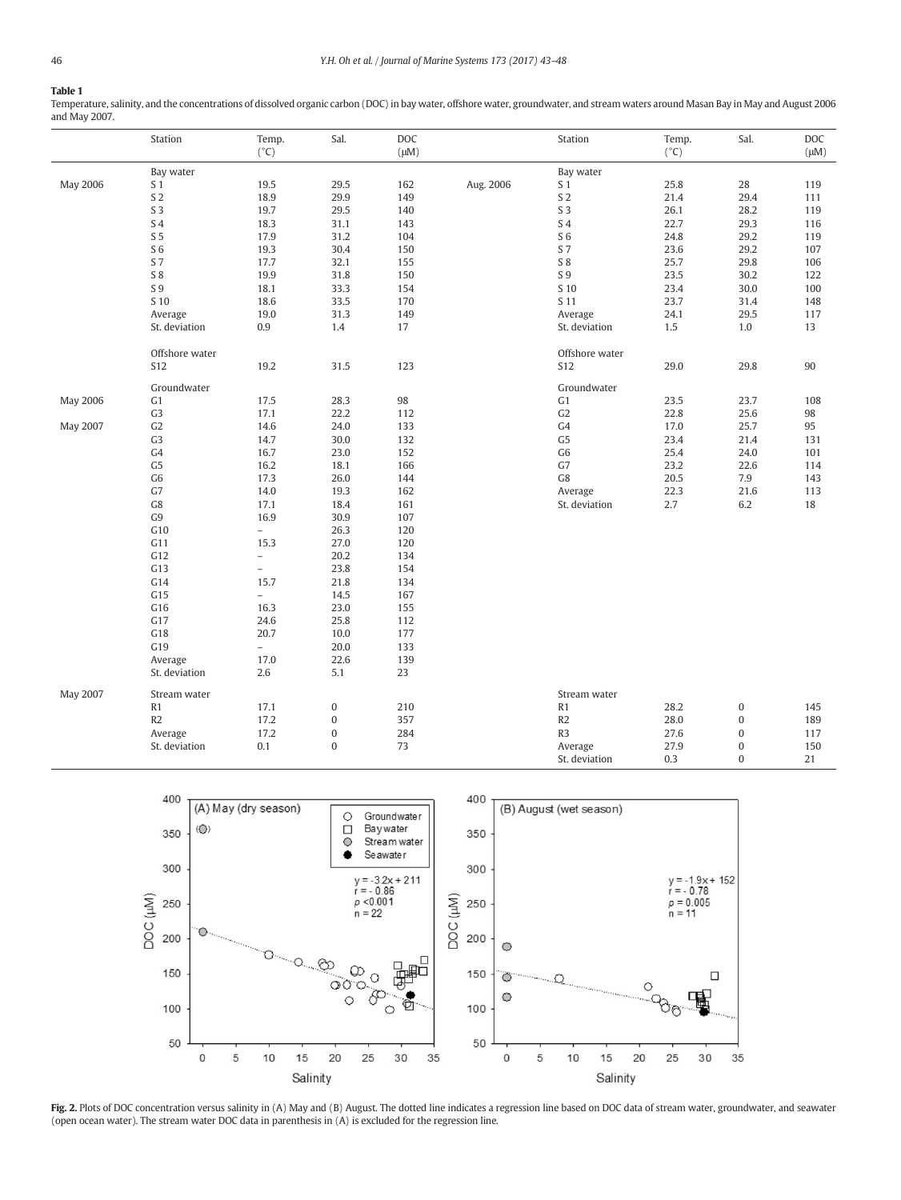**Table 1**
Temperature, salinity, and the concentrations of dissolved organic carbon (DOC) in bay water, offshore water, groundwater, and stream waters around Masan Bay in May and August 2006 and May 2007.

| | Station | Temp. (°C) | Sal. | DOC (μM) | | Station | Temp. (°C) | Sal. | DOC (μM) |
|---|---|---|---|---|---|---|---|---|---|
| | Bay water | | | | | Bay water | | | |
| May 2006 | S 1 | 19.5 | 29.5 | 162 | Aug. 2006 | S 1 | 25.8 | 28 | 119 |
| | S 2 | 18.9 | 29.9 | 149 | | S 2 | 21.4 | 29.4 | 111 |
| | S 3 | 19.7 | 29.5 | 140 | | S 3 | 26.1 | 28.2 | 119 |
| | S 4 | 18.3 | 31.1 | 143 | | S 4 | 22.7 | 29.3 | 116 |
| | S 5 | 17.9 | 31.2 | 104 | | S 6 | 24.8 | 29.2 | 119 |
| | S 6 | 19.3 | 30.4 | 150 | | S 7 | 23.6 | 29.2 | 107 |
| | S 7 | 17.7 | 32.1 | 155 | | S 8 | 25.7 | 29.8 | 106 |
| | S 8 | 19.9 | 31.8 | 150 | | S 9 | 23.5 | 30.2 | 122 |
| | S 9 | 18.1 | 33.3 | 154 | | S 10 | 23.4 | 30.0 | 100 |
| | S 10 | 18.6 | 33.5 | 170 | | S 11 | 23.7 | 31.4 | 148 |
| | Average | 19.0 | 31.3 | 149 | | Average | 24.1 | 29.5 | 117 |
| | St. deviation | 0.9 | 1.4 | 17 | | St. deviation | 1.5 | 1.0 | 13 |
| | Offshore water | | | | | Offshore water | | | |
| | S12 | 19.2 | 31.5 | 123 | | S12 | 29.0 | 29.8 | 90 |
| | Groundwater | | | | | Groundwater | | | |
| May 2006 | G1 | 17.5 | 28.3 | 98 | | G1 | 23.5 | 23.7 | 108 |
| | G3 | 17.1 | 22.2 | 112 | | G2 | 22.8 | 25.6 | 98 |
| May 2007 | G2 | 14.6 | 24.0 | 133 | | G4 | 17.0 | 25.7 | 95 |
| | G3 | 14.7 | 30.0 | 132 | | G5 | 23.4 | 21.4 | 131 |
| | G4 | 16.7 | 23.0 | 152 | | G6 | 25.4 | 24.0 | 101 |
| | G5 | 16.2 | 18.1 | 166 | | G7 | 23.2 | 22.6 | 114 |
| | G6 | 17.3 | 26.0 | 144 | | G8 | 20.5 | 7.9 | 143 |
| | G7 | 14.0 | 19.3 | 162 | | Average | 22.3 | 21.6 | 113 |
| | G8 | 17.1 | 18.4 | 161 | | St. deviation | 2.7 | 6.2 | 18 |
| | G9 | 16.9 | 30.9 | 107 | | | | | |
| | G10 | – | 26.3 | 120 | | | | | |
| | G11 | 15.3 | 27.0 | 120 | | | | | |
| | G12 | – | 20.2 | 134 | | | | | |
| | G13 | – | 23.8 | 154 | | | | | |
| | G14 | 15.7 | 21.8 | 134 | | | | | |
| | G15 | – | 14.5 | 167 | | | | | |
| | G16 | 16.3 | 23.0 | 155 | | | | | |
| | G17 | 24.6 | 25.8 | 112 | | | | | |
| | G18 | 20.7 | 10.0 | 177 | | | | | |
| | G19 | – | 20.0 | 133 | | | | | |
| | Average | 17.0 | 22.6 | 139 | | | | | |
| | St. deviation | 2.6 | 5.1 | 23 | | | | | |
| May 2007 | Stream water | | | | | Stream water | | | |
| | R1 | 17.1 | 0 | 210 | | R1 | 28.2 | 0 | 145 |
| | R2 | 17.2 | 0 | 357 | | R2 | 28.0 | 0 | 189 |
| | Average | 17.2 | 0 | 284 | | R3 | 27.6 | 0 | 117 |
| | St. deviation | 0.1 | 0 | 73 | | Average | 27.9 | 0 | 150 |
| | | | | | | St. deviation | 0.3 | 0 | 21 |

**Fig. 2.** Plots of DOC concentration versus salinity in (A) May and (B) August. The dotted line indicates a regression line based on DOC data of stream water, groundwater, and seawater (open ocean water). The stream water DOC data in parenthesis in (A) is excluded for the regression line.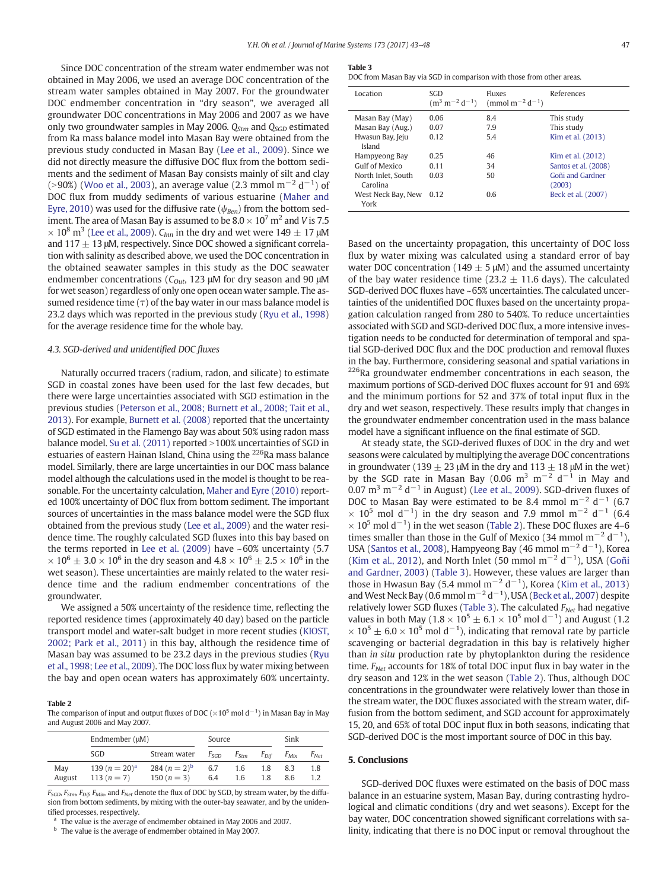Since DOC concentration of the stream water endmember was not obtained in May 2006, we used an average DOC concentration of the stream water samples obtained in May 2007. For the groundwater DOC endmember concentration in "dry season", we averaged all groundwater DOC concentrations in May 2006 and 2007 as we have only two groundwater samples in May 2006. $Q_{Stm}$ and $Q_{SGD}$ estimated from Ra mass balance model into Masan Bay were obtained from the previous study conducted in Masan Bay (Lee et al., 2009). Since we did not directly measure the diffusive DOC flux from the bottom sediments and the sediment of Masan Bay consists mainly of silt and clay (>90%) (Woo et al., 2003), an average value (2.3 mmol m$^{-2}$ d$^{-1}$) of DOC flux from muddy sediments of various estuarine (Maher and Eyre, 2010) was used for the diffusive rate ($\psi_{Ben}$) from the bottom sediment. The area of Masan Bay is assumed to be $8.0 \times 10^7$ m$^2$ and $V$ is $7.5 \times 10^8$ m$^3$ (Lee et al., 2009). $C_{Inn}$ in the dry and wet were 149 ± 17 μM and 117 ± 13 μM, respectively. Since DOC showed a significant correlation with salinity as described above, we used the DOC concentration in the obtained seawater samples in this study as the DOC seawater endmember concentrations ($C_{Out}$, 123 μM for dry season and 90 μM for wet season) regardless of only one open ocean water sample. The assumed residence time ($\tau$) of the bay water in our mass balance model is 23.2 days which was reported in the previous study (Ryu et al., 1998) for the average residence time for the whole bay.

### 4.3. SGD-derived and unidentified DOC fluxes

Naturally occurred tracers (radium, radon, and silicate) to estimate SGD in coastal zones have been used for the last few decades, but there were large uncertainties associated with SGD estimation in the previous studies (Peterson et al., 2008; Burnett et al., 2008; Tait et al., 2013). For example, Burnett et al. (2008) reported that the uncertainty of SGD estimated in the Flamengo Bay was about 50% using radon mass balance model. Su et al. (2011) reported >100% uncertainties of SGD in estuaries of eastern Hainan Island, China using the $^{226}$Ra mass balance model. Similarly, there are large uncertainties in our DOC mass balance model although the calculations used in the model is thought to be reasonable. For the uncertainty calculation, Maher and Eyre (2010) reported 100% uncertainty of DOC flux from bottom sediment. The important sources of uncertainties in the mass balance model were the SGD flux obtained from the previous study (Lee et al., 2009) and the water residence time. The roughly calculated SGD fluxes into this bay based on the terms reported in Lee et al. (2009) have ~60% uncertainty ($5.7 \times 10^6 \pm 3.0 \times 10^6$ in the dry season and $4.8 \times 10^6 \pm 2.5 \times 10^6$ in the wet season). These uncertainties are mainly related to the water residence time and the radium endmember concentrations of the groundwater.

We assigned a 50% uncertainty of the residence time, reflecting the reported residence times (approximately 40 day) based on the particle transport model and water-salt budget in more recent studies (KIOST, 2002; Park et al., 2011) in this bay, although the residence time of Masan bay was assumed to be 23.2 days in the previous studies (Ryu et al., 1998; Lee et al., 2009). The DOC loss flux by water mixing between the bay and open ocean waters has approximately 60% uncertainty.

**Table 2**
The comparison of input and output fluxes of DOC ($\times 10^5$ mol d$^{-1}$) in Masan Bay in May and August 2006 and May 2007.

| | Endmember (μM) | | Source | | | Sink | |
|---|---|---|---|---|---|---|---|
| | SGD | Stream water | $F_{SGD}$ | $F_{Stm}$ | $F_{Dif}$ | $F_{Mix}$ | $F_{Net}$ |
| May | 139 ($n$ = 20)[a] | 284 ($n$ = 2)[b] | 6.7 | 1.6 | 1.8 | 8.3 | 1.8 |
| August | 113 ($n$ = 7) | 150 ($n$ = 3) | 6.4 | 1.6 | 1.8 | 8.6 | 1.2 |

$F_{SGD}$, $F_{Stm}$, $F_{Dif}$, $F_{Mix}$, and $F_{Net}$ denote the flux of DOC by SGD, by stream water, by the diffusion from bottom sediments, by mixing with the outer-bay seawater, and by the unidentified processes, respectively.

[a] The value is the average of endmember obtained in May 2006 and 2007.

[b] The value is the average of endmember obtained in May 2007.

**Table 3**
DOC from Masan Bay via SGD in comparison with those from other areas.

| Location | SGD (m$^3$ m$^{-2}$ d$^{-1}$) | Fluxes (mmol m$^{-2}$ d$^{-1}$) | References |
|---|---|---|---|
| Masan Bay (May) | 0.06 | 8.4 | This study |
| Masan Bay (Aug.) | 0.07 | 7.9 | This study |
| Hwasun Bay, Jeju Island | 0.12 | 5.4 | Kim et al. (2013) |
| Hampyeong Bay | 0.25 | 46 | Kim et al. (2012) |
| Gulf of Mexico | 0.11 | 34 | Santos et al. (2008) |
| North Inlet, South Carolina | 0.03 | 50 | Goñi and Gardner (2003) |
| West Neck Bay, New York | 0.12 | 0.6 | Beck et al. (2007) |

Based on the uncertainty propagation, this uncertainty of DOC loss flux by water mixing was calculated using a standard error of bay water DOC concentration (149 ± 5 μM) and the assumed uncertainty of the bay water residence time (23.2 ± 11.6 days). The calculated SGD-derived DOC fluxes have ~65% uncertainties. The calculated uncertainties of the unidentified DOC fluxes based on the uncertainty propagation calculation ranged from 280 to 540%. To reduce uncertainties associated with SGD and SGD-derived DOC flux, a more intensive investigation needs to be conducted for determination of temporal and spatial SGD-derived DOC flux and the DOC production and removal fluxes in the bay. Furthermore, considering seasonal and spatial variations in $^{226}$Ra groundwater endmember concentrations in each season, the maximum portions of SGD-derived DOC fluxes account for 91 and 69% and the minimum portions for 52 and 37% of total input flux in the dry and wet season, respectively. These results imply that changes in the groundwater endmember concentration used in the mass balance model have a significant influence on the final estimate of SGD.

At steady state, the SGD-derived fluxes of DOC in the dry and wet seasons were calculated by multiplying the average DOC concentrations in groundwater (139 ± 23 μM in the dry and 113 ± 18 μM in the wet) by the SGD rate in Masan Bay (0.06 m$^3$ m$^{-2}$ d$^{-1}$ in May and 0.07 m$^3$ m$^{-2}$ d$^{-1}$ in August) (Lee et al., 2009). SGD-driven fluxes of DOC to Masan Bay were estimated to be 8.4 mmol m$^{-2}$ d$^{-1}$ ($6.7 \times 10^5$ mol d$^{-1}$) in the dry season and 7.9 mmol m$^{-2}$ d$^{-1}$ ($6.4 \times 10^5$ mol d$^{-1}$) in the wet season (Table 2). These DOC fluxes are 4–6 times smaller than those in the Gulf of Mexico (34 mmol m$^{-2}$ d$^{-1}$), USA (Santos et al., 2008), Hampyeong Bay (46 mmol m$^{-2}$ d$^{-1}$), Korea (Kim et al., 2012), and North Inlet (50 mmol m$^{-2}$ d$^{-1}$), USA (Goñi and Gardner, 2003) (Table 3). However, these values are larger than those in Hwasun Bay (5.4 mmol m$^{-2}$ d$^{-1}$), Korea (Kim et al., 2013) and West Neck Bay (0.6 mmol m$^{-2}$ d$^{-1}$), USA (Beck et al., 2007) despite relatively lower SGD fluxes (Table 3). The calculated $F_{Net}$ had negative values in both May ($1.8 \times 10^5 \pm 6.1 \times 10^5$ mol d$^{-1}$) and August ($1.2 \times 10^5 \pm 6.0 \times 10^5$ mol d$^{-1}$), indicating that removal rate by particle scavenging or bacterial degradation in this bay is relatively higher than *in situ* production rate by phytoplankton during the residence time. $F_{Net}$ accounts for 18% of total DOC input flux in bay water in the dry season and 12% in the wet season (Table 2). Thus, although DOC concentrations in the groundwater were relatively lower than those in the stream water, the DOC fluxes associated with the stream water, diffusion from the bottom sediment, and SGD account for approximately 15, 20, and 65% of total DOC input flux in both seasons, indicating that SGD-derived DOC is the most important source of DOC in this bay.

## 5. Conclusions

SGD-derived DOC fluxes were estimated on the basis of DOC mass balance in an estuarine system, Masan Bay, during contrasting hydrological and climatic conditions (dry and wet seasons). Except for the bay water, DOC concentration showed significant correlations with salinity, indicating that there is no DOC input or removal throughout the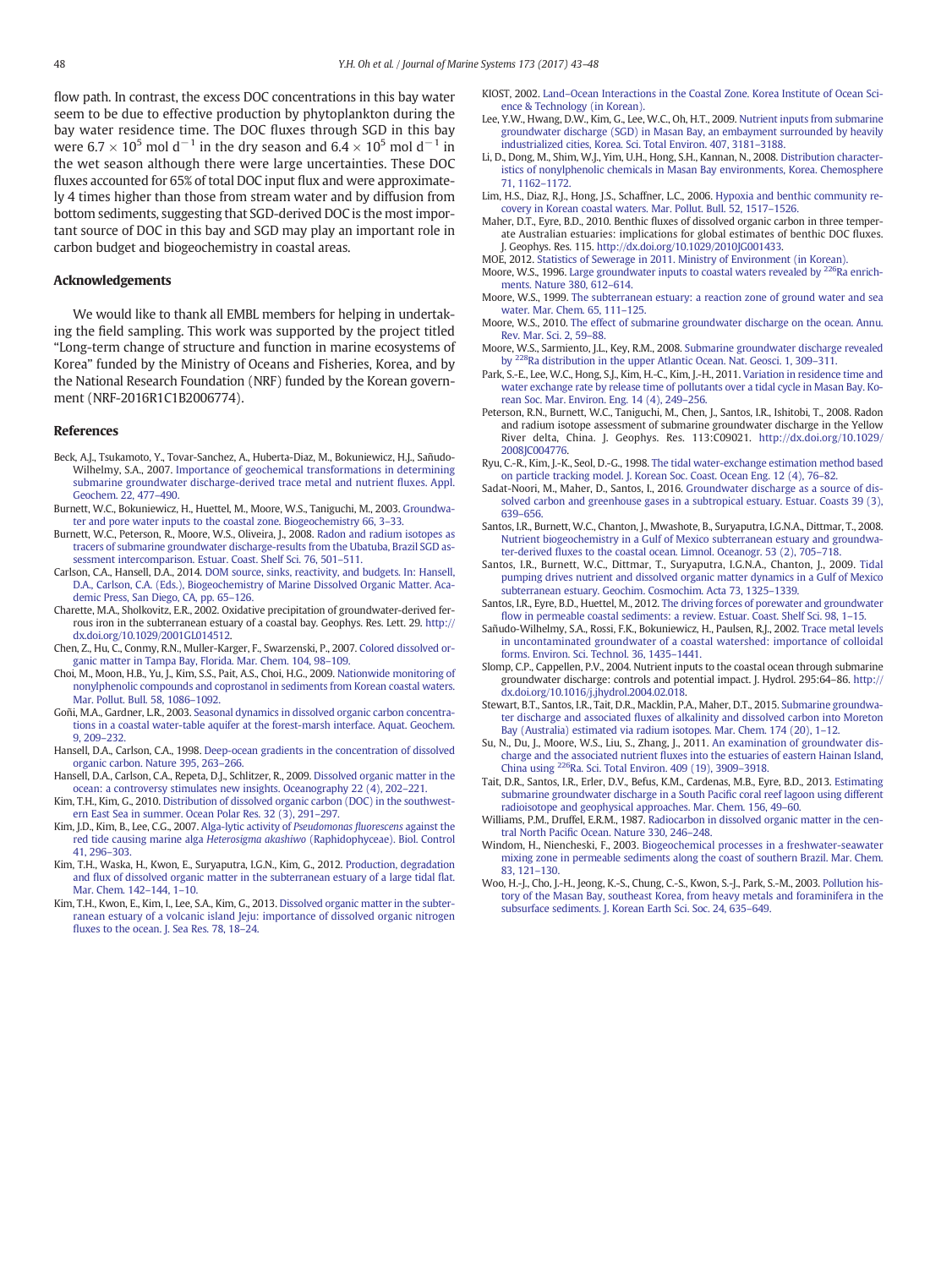flow path. In contrast, the excess DOC concentrations in this bay water seem to be due to effective production by phytoplankton during the bay water residence time. The DOC fluxes through SGD in this bay were $6.7 \times 10^5$ mol d$^{-1}$ in the dry season and $6.4 \times 10^5$ mol d$^{-1}$ in the wet season although there were large uncertainties. These DOC fluxes accounted for 65% of total DOC input flux and were approximately 4 times higher than those from stream water and by diffusion from bottom sediments, suggesting that SGD-derived DOC is the most important source of DOC in this bay and SGD may play an important role in carbon budget and biogeochemistry in coastal areas.

## Acknowledgements

We would like to thank all EMBL members for helping in undertaking the field sampling. This work was supported by the project titled "Long-term change of structure and function in marine ecosystems of Korea" funded by the Ministry of Oceans and Fisheries, Korea, and by the National Research Foundation (NRF) funded by the Korean government (NRF-2016R1C1B2006774).

## References

Beck, A.J., Tsukamoto, Y., Tovar-Sanchez, A., Huberta-Diaz, M., Bokuniewicz, H.J., Sañudo-Wilhelmy, S.A., 2007. Importance of geochemical transformations in determining submarine groundwater discharge-derived trace metal and nutrient fluxes. Appl. Geochem. 22, 477–490.

Burnett, W.C., Bokuniewicz, H., Huettel, M., Moore, W.S., Taniguchi, M., 2003. Groundwater and pore water inputs to the coastal zone. Biogeochemistry 66, 3–33.

Burnett, W.C., Peterson, R., Moore, W.S., Oliveira, J., 2008. Radon and radium isotopes as tracers of submarine groundwater discharge-results from the Ubatuba, Brazil SGD assessment intercomparison. Estuar. Coast. Shelf Sci. 76, 501–511.

Carlson, C.A., Hansell, D.A., 2014. DOM source, sinks, reactivity, and budgets. In: Hansell, D.A., Carlson, C.A. (Eds.), Biogeochemistry of Marine Dissolved Organic Matter. Academic Press, San Diego, CA, pp. 65–126.

Charette, M.A., Sholkovitz, E.R., 2002. Oxidative precipitation of groundwater-derived ferrous iron in the subterranean estuary of a coastal bay. Geophys. Res. Lett. 29. http://dx.doi.org/10.1029/2001GL014512.

Chen, Z., Hu, C., Conmy, R.N., Muller-Karger, F., Swarzenski, P., 2007. Colored dissolved organic matter in Tampa Bay, Florida. Mar. Chem. 104, 98–109.

Choi, M., Moon, H.B., Yu, J., Kim, S.S., Pait, A.S., Choi, H.G., 2009. Nationwide monitoring of nonylphenolic compounds and coprostanol in sediments from Korean coastal waters. Mar. Pollut. Bull. 58, 1086–1092.

Goñi, M.A., Gardner, L.R., 2003. Seasonal dynamics in dissolved organic carbon concentrations in a coastal water-table aquifer at the forest-marsh interface. Aquat. Geochem. 9, 209–232.

Hansell, D.A., Carlson, C.A., 1998. Deep-ocean gradients in the concentration of dissolved organic carbon. Nature 395, 263–266.

Hansell, D.A., Carlson, C.A., Repeta, D.J., Schlitzer, R., 2009. Dissolved organic matter in the ocean: a controversy stimulates new insights. Oceanography 22 (4), 202–221.

Kim, T.H., Kim, G., 2010. Distribution of dissolved organic carbon (DOC) in the southwestern East Sea in summer. Ocean Polar Res. 32 (3), 291–297.

Kim, J.D., Kim, B., Lee, C.G., 2007. Alga-lytic activity of *Pseudomonas fluorescens* against the red tide causing marine alga *Heterosigma akashiwo* (Raphidophyceae). Biol. Control 41, 296–303.

Kim, T.H., Waska, H., Kwon, E., Suryaputra, I.G.N., Kim, G., 2012. Production, degradation and flux of dissolved organic matter in the subterranean estuary of a large tidal flat. Mar. Chem. 142–144, 1–10.

Kim, T.H., Kwon, E., Kim, I., Lee, S.A., Kim, G., 2013. Dissolved organic matter in the subterranean estuary of a volcanic island Jeju: importance of dissolved organic nitrogen fluxes to the ocean. J. Sea Res. 78, 18–24.

KIOST, 2002. Land–Ocean Interactions in the Coastal Zone. Korea Institute of Ocean Science & Technology (in Korean).

Lee, Y.W., Hwang, D.W., Kim, G., Lee, W.C., Oh, H.T., 2009. Nutrient inputs from submarine groundwater discharge (SGD) in Masan Bay, an embayment surrounded by heavily industrialized cities, Korea. Sci. Total Environ. 407, 3181–3188.

Li, D., Dong, M., Shim, W.J., Yim, U.H., Hong, S.H., Kannan, N., 2008. Distribution characteristics of nonylphenolic chemicals in Masan Bay environments, Korea. Chemosphere 71, 1162–1172.

Lim, H.S., Diaz, R.J., Hong, J.S., Schaffner, L.C., 2006. Hypoxia and benthic community recovery in Korean coastal waters. Mar. Pollut. Bull. 52, 1517–1526.

Maher, D.T., Eyre, B.D., 2010. Benthic fluxes of dissolved organic carbon in three temperate Australian estuaries: implications for global estimates of benthic DOC fluxes. J. Geophys. Res. 115. http://dx.doi.org/10.1029/2010JG001433.

MOE, 2012. Statistics of Sewerage in 2011. Ministry of Environment (in Korean).

Moore, W.S., 1996. Large groundwater inputs to coastal waters revealed by $^{226}$Ra enrichments. Nature 380, 612–614.

Moore, W.S., 1999. The subterranean estuary: a reaction zone of ground water and sea water. Mar. Chem. 65, 111–125.

Moore, W.S., 2010. The effect of submarine groundwater discharge on the ocean. Annu. Rev. Mar. Sci. 2, 59–88.

Moore, W.S., Sarmiento, J.L., Key, R.M., 2008. Submarine groundwater discharge revealed by $^{228}$Ra distribution in the upper Atlantic Ocean. Nat. Geosci. 1, 309–311.

Park, S.-E., Lee, W.C., Hong, S.J., Kim, H.-C., Kim, J.-H., 2011. Variation in residence time and water exchange rate by release time of pollutants over a tidal cycle in Masan Bay. Korean Soc. Mar. Environ. Eng. 14 (4), 249–256.

Peterson, R.N., Burnett, W.C., Taniguchi, M., Chen, J., Santos, I.R., Ishitobi, T., 2008. Radon and radium isotope assessment of submarine groundwater discharge in the Yellow River delta, China. J. Geophys. Res. 113:C09021. http://dx.doi.org/10.1029/2008JC004776.

Ryu, C.-R., Kim, J.-K., Seol, D.-G., 1998. The tidal water-exchange estimation method based on particle tracking model. J. Korean Soc. Coast. Ocean Eng. 12 (4), 76–82.

Sadat-Noori, M., Maher, D., Santos, I., 2016. Groundwater discharge as a source of dissolved carbon and greenhouse gases in a subtropical estuary. Estuar. Coasts 39 (3), 639–656.

Santos, I.R., Burnett, W.C., Chanton, J., Mwashote, B., Suryaputra, I.G.N.A., Dittmar, T., 2008. Nutrient biogeochemistry in a Gulf of Mexico subterranean estuary and groundwater-derived fluxes to the coastal ocean. Limnol. Oceanogr. 53 (2), 705–718.

Santos, I.R., Burnett, W.C., Dittmar, T., Suryaputra, I.G.N.A., Chanton, J., 2009. Tidal pumping drives nutrient and dissolved organic matter dynamics in a Gulf of Mexico subterranean estuary. Geochim. Cosmochim. Acta 73, 1325–1339.

Santos, I.R., Eyre, B.D., Huettel, M., 2012. The driving forces of porewater and groundwater flow in permeable coastal sediments: a review. Estuar. Coast. Shelf Sci. 98, 1–15.

Sañudo-Wilhelmy, S.A., Rossi, F.K., Bokuniewicz, H., Paulsen, R.J., 2002. Trace metal levels in uncontaminated groundwater of a coastal watershed: importance of colloidal forms. Environ. Sci. Technol. 36, 1435–1441.

Slomp, C.P., Cappellen, P.V., 2004. Nutrient inputs to the coastal ocean through submarine groundwater discharge: controls and potential impact. J. Hydrol. 295:64–86. http://dx.doi.org/10.1016/j.jhydrol.2004.02.018.

Stewart, B.T., Santos, I.R., Tait, D.R., Macklin, P.A., Maher, D.T., 2015. Submarine groundwater discharge and associated fluxes of alkalinity and dissolved carbon into Moreton Bay (Australia) estimated via radium isotopes. Mar. Chem. 174 (20), 1–12.

Su, N., Du, J., Moore, W.S., Liu, S., Zhang, J., 2011. An examination of groundwater discharge and the associated nutrient fluxes into the estuaries of eastern Hainan Island, China using $^{226}$Ra. Sci. Total Environ. 409 (19), 3909–3918.

Tait, D.R., Santos, I.R., Erler, D.V., Befus, K.M., Cardenas, M.B., Eyre, B.D., 2013. Estimating submarine groundwater discharge in a South Pacific coral reef lagoon using different radioisotope and geophysical approaches. Mar. Chem. 156, 49–60.

Williams, P.M., Druffel, E.R.M., 1987. Radiocarbon in dissolved organic matter in the central North Pacific Ocean. Nature 330, 246–248.

Windom, H., Niencheski, F., 2003. Biogeochemical processes in a freshwater-seawater mixing zone in permeable sediments along the coast of southern Brazil. Mar. Chem. 83, 121–130.

Woo, H.-J., Cho, J.-H., Jeong, K.-S., Chung, C.-S., Kwon, S.-J., Park, S.-M., 2003. Pollution history of the Masan Bay, southeast Korea, from heavy metals and foraminifera in the subsurface sediments. J. Korean Earth Sci. Soc. 24, 635–649.